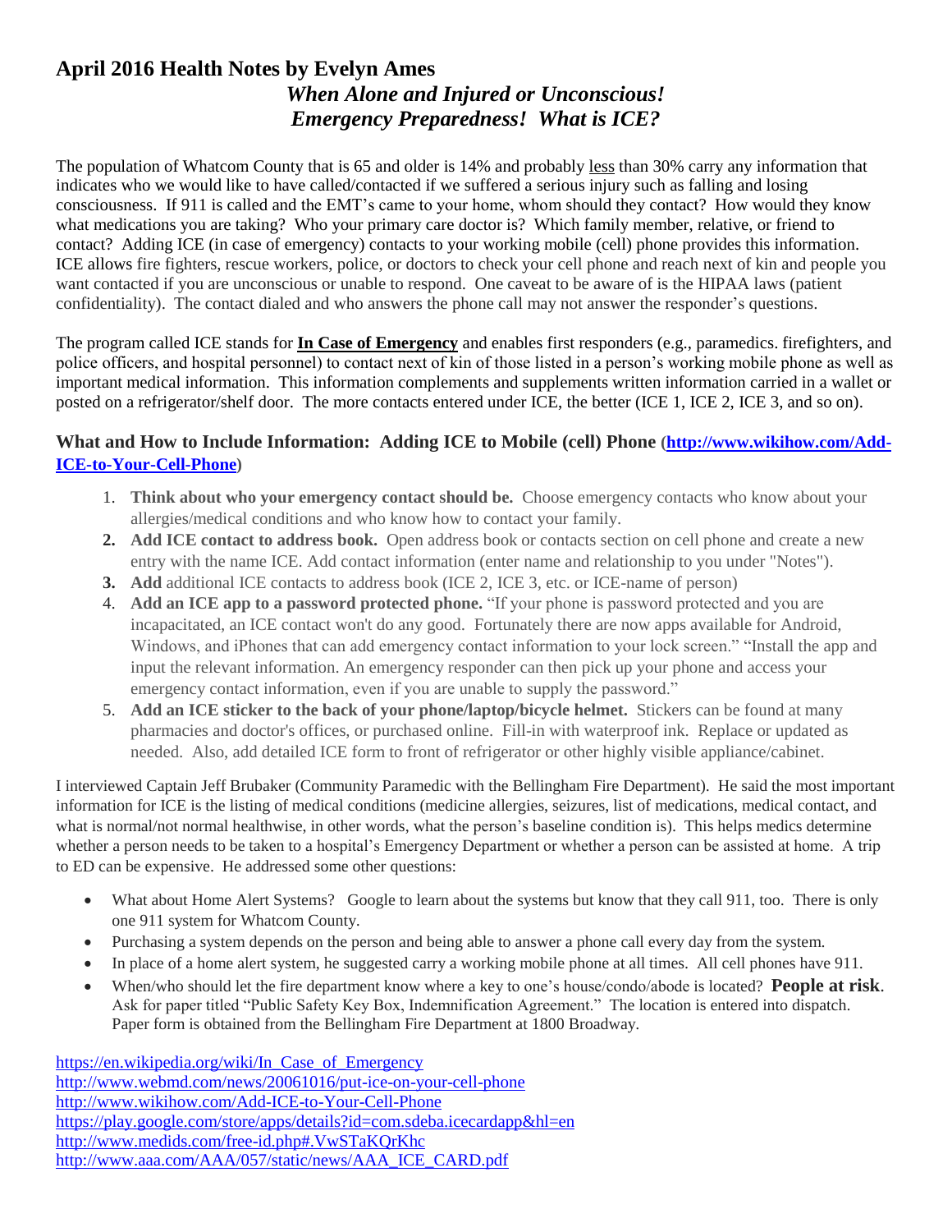# April 2016 Health Notes by Evelyn Ames

## *When Alone and Injured or Unconscious! Emergency Preparedness! What is ICE?*

The population of Whatcom County that is 65 and older is 14% and probably less than 30% carry any information that indicates who we would like to have called/contacted if we suffered a serious injury such as falling and losing consciousness. If 911 is called and the EMT's came to your home, whom should they contact? How would they know what medications you are taking? Who your primary care doctor is? Which family member, relative, or friend to contact? Adding ICE (in case of emergency) contacts to your working mobile (cell) phone provides this information. ICE allows fire fighters, rescue workers, police, or doctors to check your cell phone and reach next of kin and people you want contacted if you are unconscious or unable to respond. One caveat to be aware of is the HIPAA laws (patient confidentiality). The contact dialed and who answers the phone call may not answer the responder's questions.

The program called ICE stands for **In Case of Emergency** and enables first responders (e.g., paramedics. firefighters, and police officers, and hospital personnel) to contact next of kin of those listed in a person's working mobile phone as well as important medical information. This information complements and supplements written information carried in a wallet or posted on a refrigerator/shelf door. The more contacts entered under ICE, the better (ICE 1, ICE 2, ICE 3, and so on).

### What and How to Include Information: Adding ICE to Mobile (cell) Phone (http://www.wikihow.com/Add-ICE-to-Your-Cell-Phone)

1. **Think about who your emergency contact should be.** Choose emergency contacts who know about your allergies/medical conditions and who know how to contact your family.
2. **Add ICE contact to address book.** Open address book or contacts section on cell phone and create a new entry with the name ICE. Add contact information (enter name and relationship to you under "Notes").
3. **Add** additional ICE contacts to address book (ICE 2, ICE 3, etc. or ICE-name of person)
4. **Add an ICE app to a password protected phone.** "If your phone is password protected and you are incapacitated, an ICE contact won't do any good. Fortunately there are now apps available for Android, Windows, and iPhones that can add emergency contact information to your lock screen." "Install the app and input the relevant information. An emergency responder can then pick up your phone and access your emergency contact information, even if you are unable to supply the password."
5. **Add an ICE sticker to the back of your phone/laptop/bicycle helmet.** Stickers can be found at many pharmacies and doctor's offices, or purchased online. Fill-in with waterproof ink. Replace or updated as needed. Also, add detailed ICE form to front of refrigerator or other highly visible appliance/cabinet.

I interviewed Captain Jeff Brubaker (Community Paramedic with the Bellingham Fire Department). He said the most important information for ICE is the listing of medical conditions (medicine allergies, seizures, list of medications, medical contact, and what is normal/not normal healthwise, in other words, what the person's baseline condition is). This helps medics determine whether a person needs to be taken to a hospital's Emergency Department or whether a person can be assisted at home. A trip to ED can be expensive. He addressed some other questions:

- What about Home Alert Systems? Google to learn about the systems but know that they call 911, too. There is only one 911 system for Whatcom County.
- Purchasing a system depends on the person and being able to answer a phone call every day from the system.
- In place of a home alert system, he suggested carry a working mobile phone at all times. All cell phones have 911.
- When/who should let the fire department know where a key to one's house/condo/abode is located? **People at risk**. Ask for paper titled "Public Safety Key Box, Indemnification Agreement." The location is entered into dispatch. Paper form is obtained from the Bellingham Fire Department at 1800 Broadway.

https://en.wikipedia.org/wiki/In_Case_of_Emergency
http://www.webmd.com/news/20061016/put-ice-on-your-cell-phone
http://www.wikihow.com/Add-ICE-to-Your-Cell-Phone
https://play.google.com/store/apps/details?id=com.sdeba.icecardapp&hl=en
http://www.medids.com/free-id.php#.VwSTaKQrKhc
http://www.aaa.com/AAA/057/static/news/AAA_ICE_CARD.pdf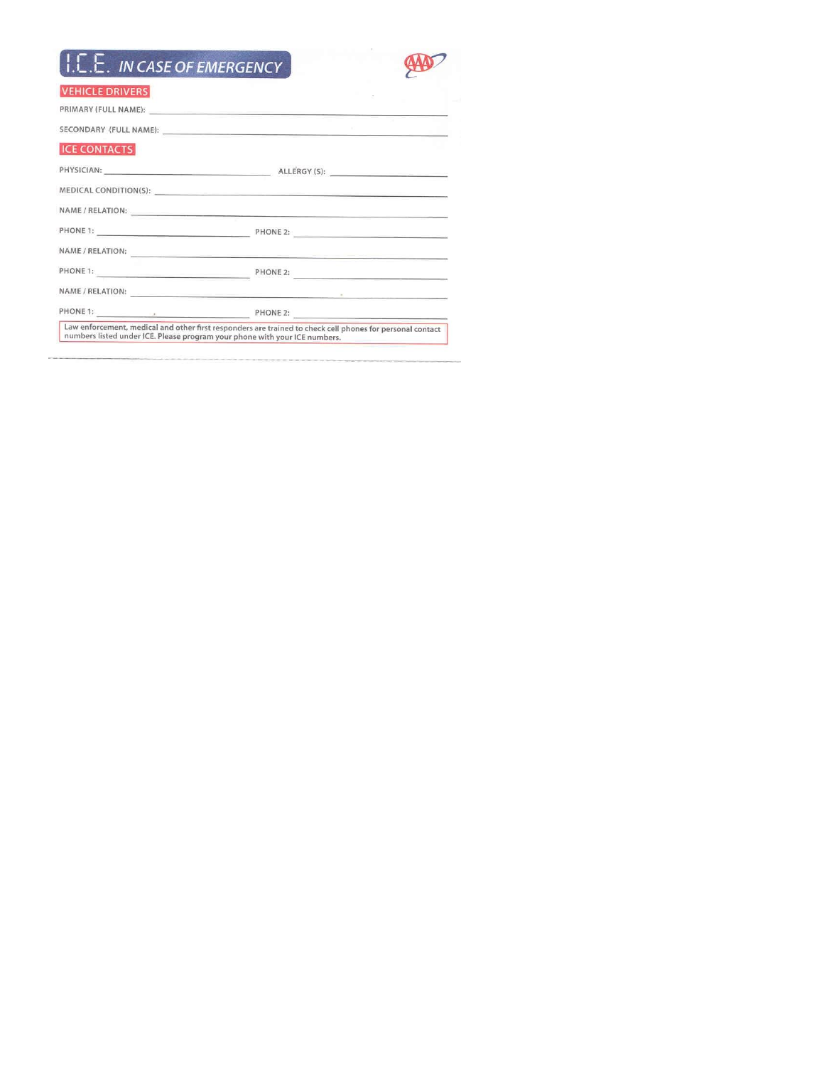# I.C.E. *IN CASE OF EMERGENCY*

## VEHICLE DRIVERS

PRIMARY (FULL NAME): ____________________________________________

SECONDARY (FULL NAME): ____________________________________________

## ICE CONTACTS

PHYSICIAN: ______________________ ALLERGY (S): ______________________

MEDICAL CONDITION(S): ____________________________________________

NAME / RELATION: ____________________________________________

PHONE 1: ______________________ PHONE 2: ______________________

NAME / RELATION: ____________________________________________

PHONE 1: ______________________ PHONE 2: ______________________

NAME / RELATION: ____________________________________________

PHONE 1: ______________________ PHONE 2: ______________________

Law enforcement, medical and other first responders are trained to check cell phones for personal contact numbers listed under ICE. Please program your phone with your ICE numbers.